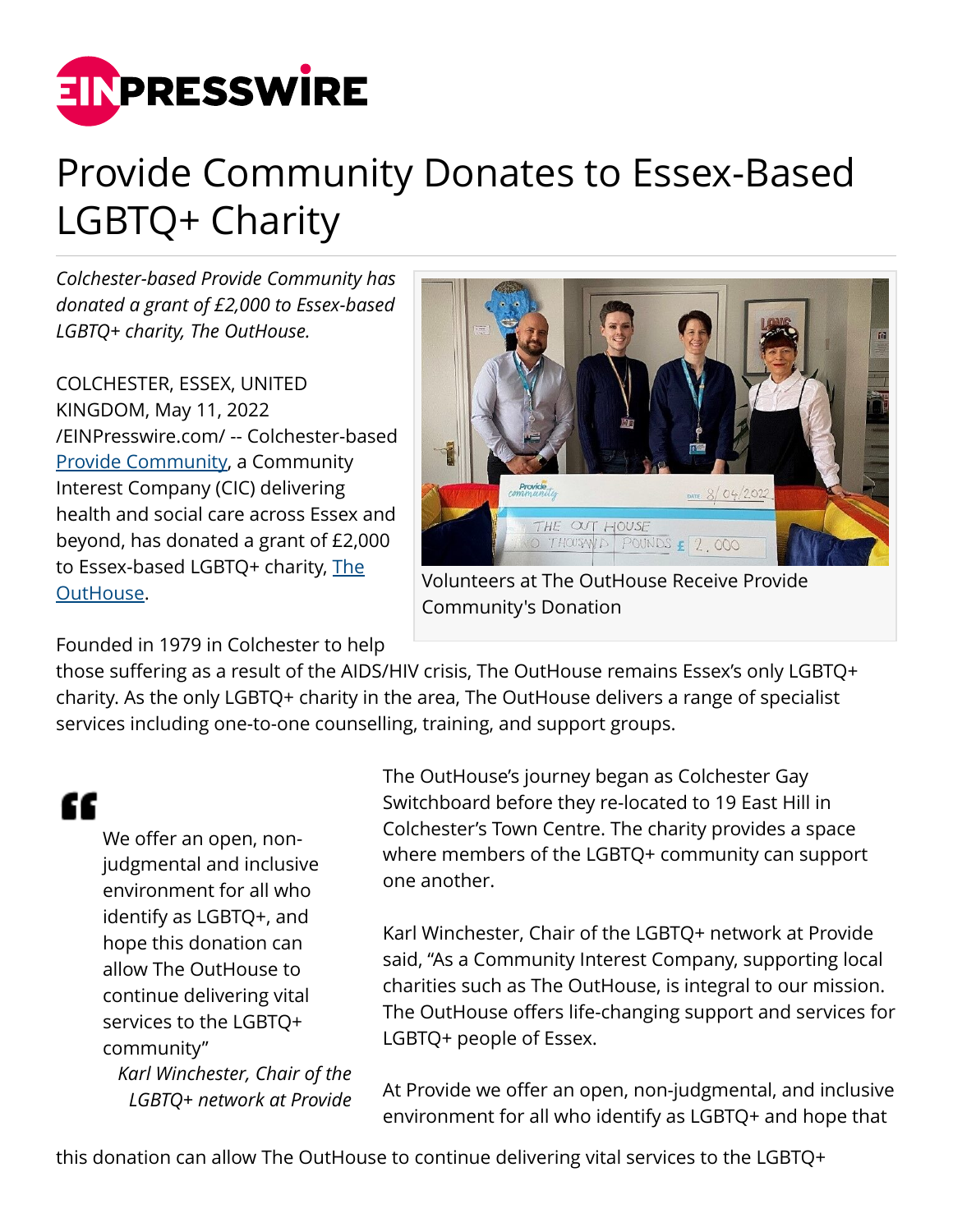# Provide Community Donates to Essex-Based LGBTQ+ Charity

*Colchester-based Provide Community has donated a grant of £2,000 to Essex-based LGBTQ+ charity, The OutHouse.*

Volunteers at The OutHouse Receive Provide Community's Donation

COLCHESTER, ESSEX, UNITED KINGDOM, May 11, 2022 /EINPresswire.com/ -- Colchester-based Provide Community, a Community Interest Company (CIC) delivering health and social care across Essex and beyond, has donated a grant of £2,000 to Essex-based LGBTQ+ charity, The OutHouse.

Founded in 1979 in Colchester to help those suffering as a result of the AIDS/HIV crisis, The OutHouse remains Essex's only LGBTQ+ charity. As the only LGBTQ+ charity in the area, The OutHouse delivers a range of specialist services including one-to-one counselling, training, and support groups.

> We offer an open, non-judgmental and inclusive environment for all who identify as LGBTQ+, and hope this donation can allow The OutHouse to continue delivering vital services to the LGBTQ+ community"
>
> *Karl Winchester, Chair of the LGBTQ+ network at Provide*

The OutHouse's journey began as Colchester Gay Switchboard before they re-located to 19 East Hill in Colchester's Town Centre. The charity provides a space where members of the LGBTQ+ community can support one another.

Karl Winchester, Chair of the LGBTQ+ network at Provide said, "As a Community Interest Company, supporting local charities such as The OutHouse, is integral to our mission. The OutHouse offers life-changing support and services for LGBTQ+ people of Essex.

At Provide we offer an open, non-judgmental, and inclusive environment for all who identify as LGBTQ+ and hope that this donation can allow The OutHouse to continue delivering vital services to the LGBTQ+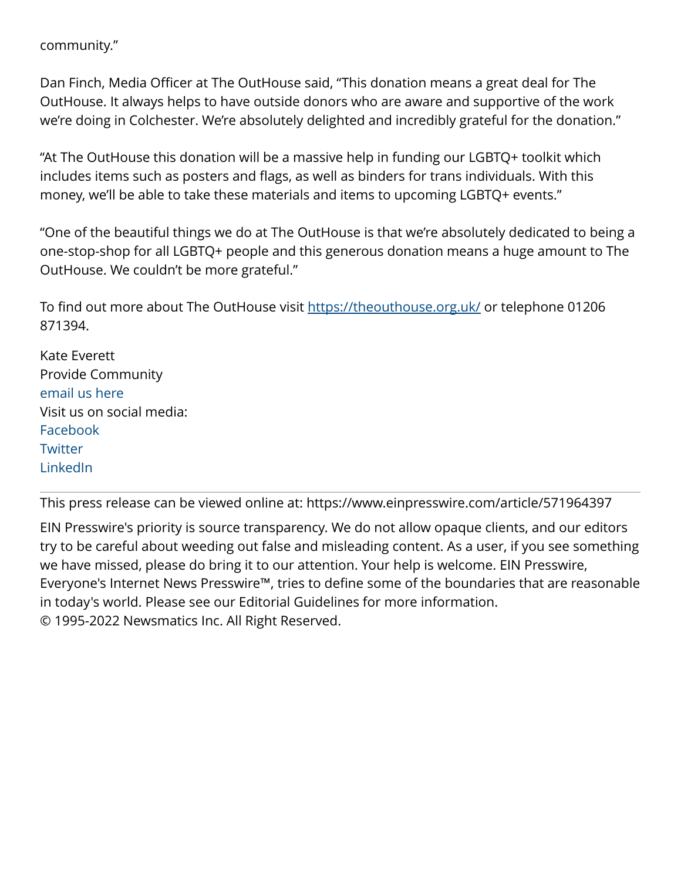community."

Dan Finch, Media Officer at The OutHouse said, "This donation means a great deal for The OutHouse. It always helps to have outside donors who are aware and supportive of the work we're doing in Colchester. We're absolutely delighted and incredibly grateful for the donation."

"At The OutHouse this donation will be a massive help in funding our LGBTQ+ toolkit which includes items such as posters and flags, as well as binders for trans individuals. With this money, we'll be able to take these materials and items to upcoming LGBTQ+ events."

"One of the beautiful things we do at The OutHouse is that we're absolutely dedicated to being a one-stop-shop for all LGBTQ+ people and this generous donation means a huge amount to The OutHouse. We couldn't be more grateful."

To find out more about The OutHouse visit [https://theouthouse.org.uk/](https://theouthouse.org.uk/) or telephone 01206 871394.

Kate Everett
Provide Community
email us here
Visit us on social media:
Facebook
Twitter
LinkedIn

---

This press release can be viewed online at: https://www.einpresswire.com/article/571964397

EIN Presswire's priority is source transparency. We do not allow opaque clients, and our editors try to be careful about weeding out false and misleading content. As a user, if you see something we have missed, please do bring it to our attention. Your help is welcome. EIN Presswire, Everyone's Internet News Presswire™, tries to define some of the boundaries that are reasonable in today's world. Please see our Editorial Guidelines for more information.
© 1995-2022 Newsmatics Inc. All Right Reserved.